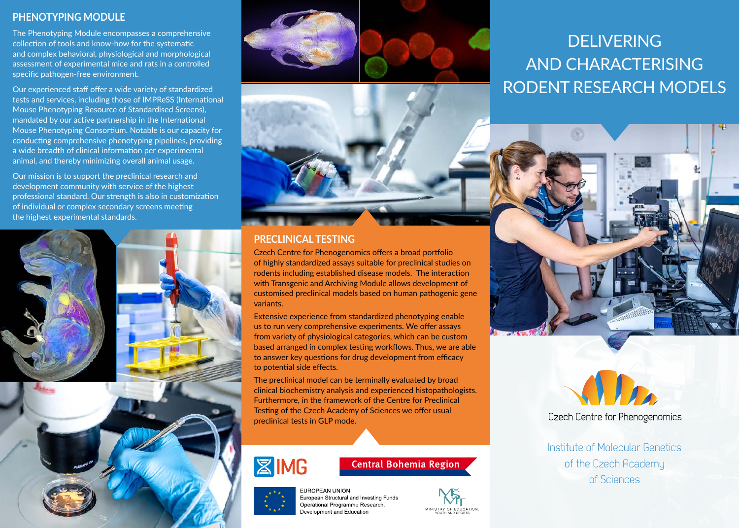## PHENOTYPING MODULE

The Phenotyping Module encompasses a comprehensive collection of tools and know-how for the systematic and complex behavioral, physiological and morphological assessment of experimental mice and rats in a controlled specific pathogen-free environment.

Our experienced staff offer a wide variety of standardized tests and services, including those of IMPReSS (International Mouse Phenotyping Resource of Standardised Screens), mandated by our active partnership in the International Mouse Phenotyping Consortium. Notable is our capacity for conducting comprehensive phenotyping pipelines, providing a wide breadth of clinical information per experimental animal, and thereby minimizing overall animal usage.

Our mission is to support the preclinical research and development community with service of the highest professional standard. Our strength is also in customization of individual or complex secondary screens meeting the highest experimental standards.

## PRECLINICAL TESTING

Czech Centre for Phenogenomics offers a broad portfolio of highly standardized assays suitable for preclinical studies on rodents including established disease models. The interaction with Transgenic and Archiving Module allows development of customised preclinical models based on human pathogenic gene variants.

Extensive experience from standardized phenotyping enable us to run very comprehensive experiments. We offer assays from variety of physiological categories, which can be custom based arranged in complex testing workflows. Thus, we are able to answer key questions for drug development from efficacy to potential side effects.

The preclinical model can be terminally evaluated by broad clinical biochemistry analysis and experienced histopathologists. Furthermore, in the framework of the Centre for Preclinical Testing of the Czech Academy of Sciences we offer usual preclinical tests in GLP mode.

IMG

Central Bohemia Region

EUROPEAN UNION
European Structural and Investing Funds
Operational Programme Research, Development and Education

MINISTRY OF EDUCATION, YOUTH AND SPORTS

# DELIVERING AND CHARACTERISING RODENT RESEARCH MODELS

Czech Centre for Phenogenomics

Institute of Molecular Genetics of the Czech Academy of Sciences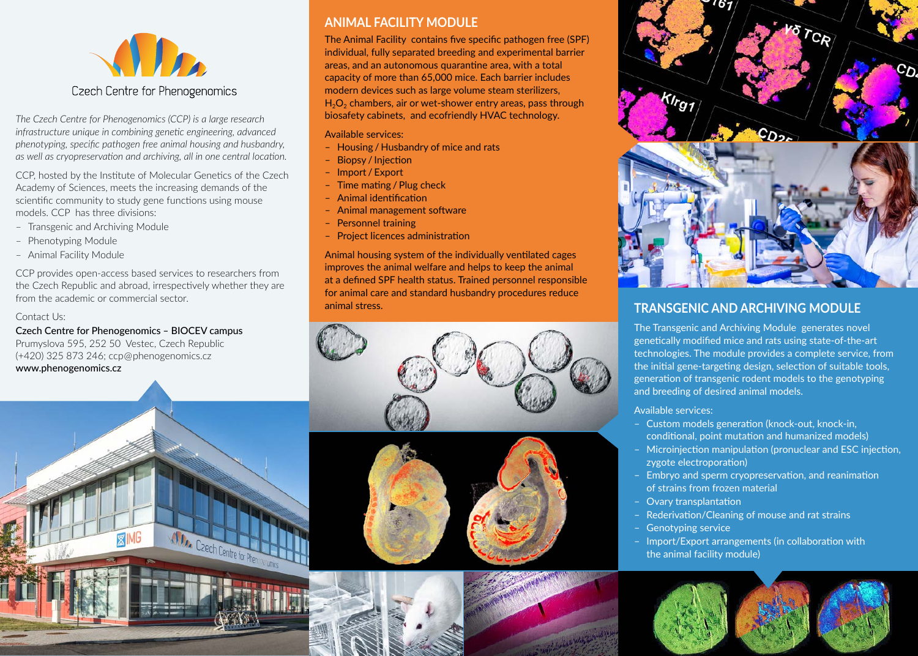Czech Centre for Phenogenomics

*The Czech Centre for Phenogenomics (CCP) is a large research infrastructure unique in combining genetic engineering, advanced phenotyping, specific pathogen free animal housing and husbandry, as well as cryopreservation and archiving, all in one central location.*

CCP, hosted by the Institute of Molecular Genetics of the Czech Academy of Sciences, meets the increasing demands of the scientific community to study gene functions using mouse models. CCP has three divisions:

- Transgenic and Archiving Module
- Phenotyping Module
- Animal Facility Module

CCP provides open-access based services to researchers from the Czech Republic and abroad, irrespectively whether they are from the academic or commercial sector.

Contact Us:

Czech Centre for Phenogenomics – BIOCEV campus
Prumyslova 595, 252 50 Vestec, Czech Republic
(+420) 325 873 246; ccp@phenogenomics.cz
www.phenogenomics.cz

## ANIMAL FACILITY MODULE

The Animal Facility contains five specific pathogen free (SPF) individual, fully separated breeding and experimental barrier areas, and an autonomous quarantine area, with a total capacity of more than 65,000 mice. Each barrier includes modern devices such as large volume steam sterilizers, $H_2O_2$ chambers, air or wet-shower entry areas, pass through biosafety cabinets, and ecofriendly HVAC technology.

Available services:

- Housing / Husbandry of mice and rats
- Biopsy / Injection
- Import / Export
- Time mating / Plug check
- Animal identification
- Animal management software
- Personnel training
- Project licences administration

Animal housing system of the individually ventilated cages improves the animal welfare and helps to keep the animal at a defined SPF health status. Trained personnel responsible for animal care and standard husbandry procedures reduce animal stress.

## TRANSGENIC AND ARCHIVING MODULE

The Transgenic and Archiving Module generates novel genetically modified mice and rats using state-of-the-art technologies. The module provides a complete service, from the initial gene-targeting design, selection of suitable tools, generation of transgenic rodent models to the genotyping and breeding of desired animal models.

Available services:

- Custom models generation (knock-out, knock-in, conditional, point mutation and humanized models)
- Microinjection manipulation (pronuclear and ESC injection, zygote electroporation)
- Embryo and sperm cryopreservation, and reanimation of strains from frozen material
- Ovary transplantation
- Rederivation/Cleaning of mouse and rat strains
- Genotyping service
- Import/Export arrangements (in collaboration with the animal facility module)